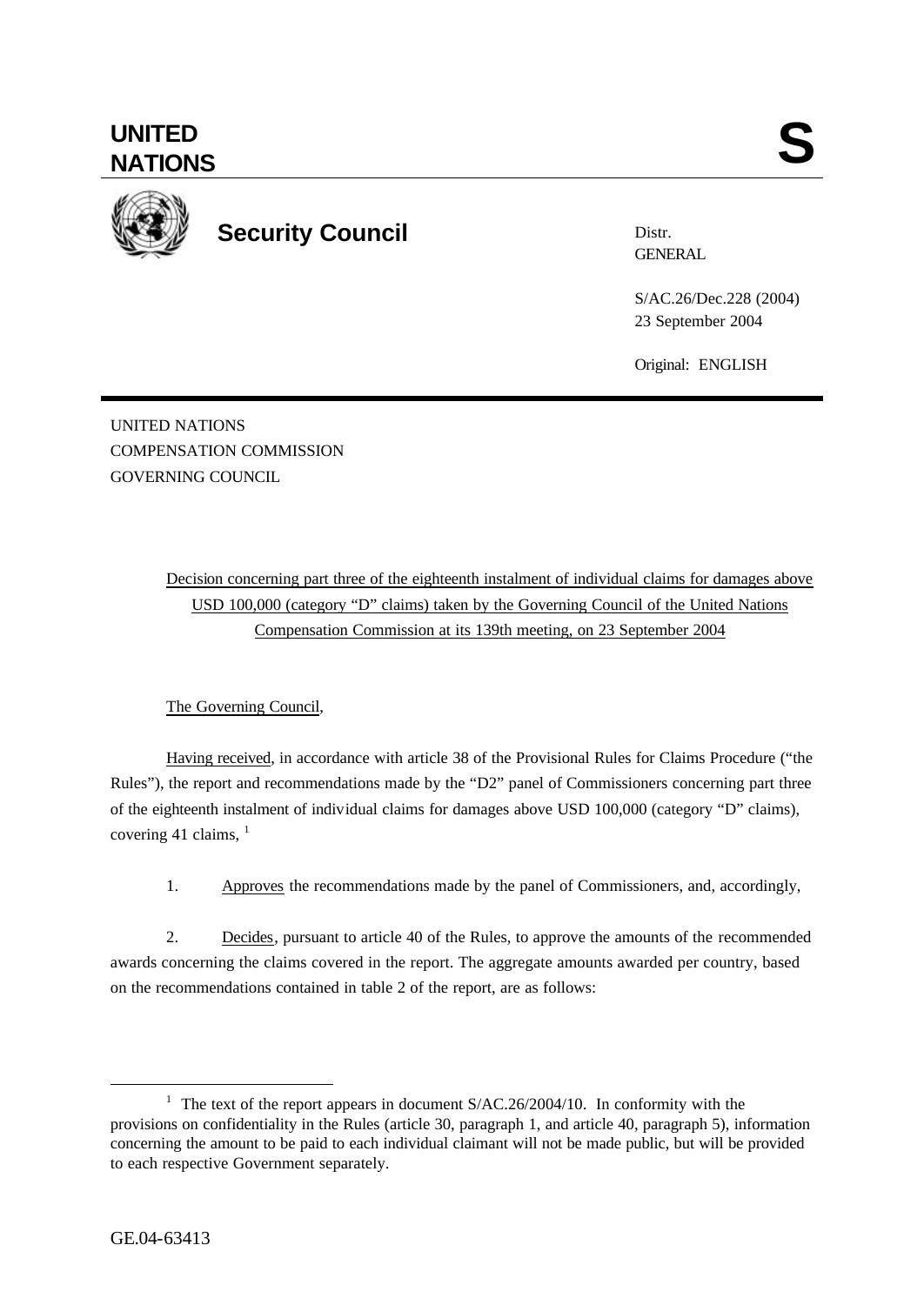# UNITED NATIONS

# S

## Security Council

Distr.
GENERAL

S/AC.26/Dec.228 (2004)
23 September 2004

Original: ENGLISH

UNITED NATIONS
COMPENSATION COMMISSION
GOVERNING COUNCIL

Decision concerning part three of the eighteenth instalment of individual claims for damages above USD 100,000 (category "D" claims) taken by the Governing Council of the United Nations Compensation Commission at its 139th meeting, on 23 September 2004

The Governing Council,

Having received, in accordance with article 38 of the Provisional Rules for Claims Procedure ("the Rules"), the report and recommendations made by the "D2" panel of Commissioners concerning part three of the eighteenth instalment of individual claims for damages above USD 100,000 (category "D" claims), covering 41 claims, [1]

1. Approves the recommendations made by the panel of Commissioners, and, accordingly,

2. Decides, pursuant to article 40 of the Rules, to approve the amounts of the recommended awards concerning the claims covered in the report. The aggregate amounts awarded per country, based on the recommendations contained in table 2 of the report, are as follows:

---

[1] The text of the report appears in document S/AC.26/2004/10. In conformity with the provisions on confidentiality in the Rules (article 30, paragraph 1, and article 40, paragraph 5), information concerning the amount to be paid to each individual claimant will not be made public, but will be provided to each respective Government separately.

GE.04-63413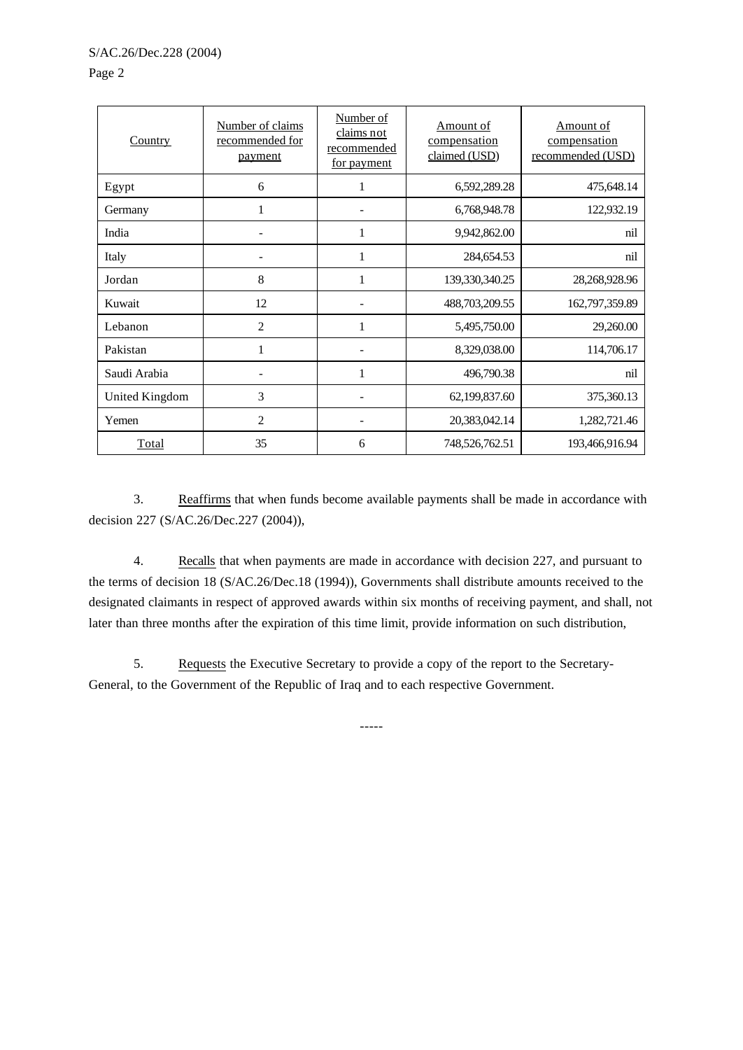| Country | Number of claims recommended for payment | Number of claims not recommended for payment | Amount of compensation claimed (USD) | Amount of compensation recommended (USD) |
|---|---|---|---|---|
| Egypt | 6 | 1 | 6,592,289.28 | 475,648.14 |
| Germany | 1 | - | 6,768,948.78 | 122,932.19 |
| India | - | 1 | 9,942,862.00 | nil |
| Italy | - | 1 | 284,654.53 | nil |
| Jordan | 8 | 1 | 139,330,340.25 | 28,268,928.96 |
| Kuwait | 12 | - | 488,703,209.55 | 162,797,359.89 |
| Lebanon | 2 | 1 | 5,495,750.00 | 29,260.00 |
| Pakistan | 1 | - | 8,329,038.00 | 114,706.17 |
| Saudi Arabia | - | 1 | 496,790.38 | nil |
| United Kingdom | 3 | - | 62,199,837.60 | 375,360.13 |
| Yemen | 2 | - | 20,383,042.14 | 1,282,721.46 |
| Total | 35 | 6 | 748,526,762.51 | 193,466,916.94 |

3. Reaffirms that when funds become available payments shall be made in accordance with decision 227 (S/AC.26/Dec.227 (2004)),

4. Recalls that when payments are made in accordance with decision 227, and pursuant to the terms of decision 18 (S/AC.26/Dec.18 (1994)), Governments shall distribute amounts received to the designated claimants in respect of approved awards within six months of receiving payment, and shall, not later than three months after the expiration of this time limit, provide information on such distribution,

5. Requests the Executive Secretary to provide a copy of the report to the Secretary-General, to the Government of the Republic of Iraq and to each respective Government.

-----